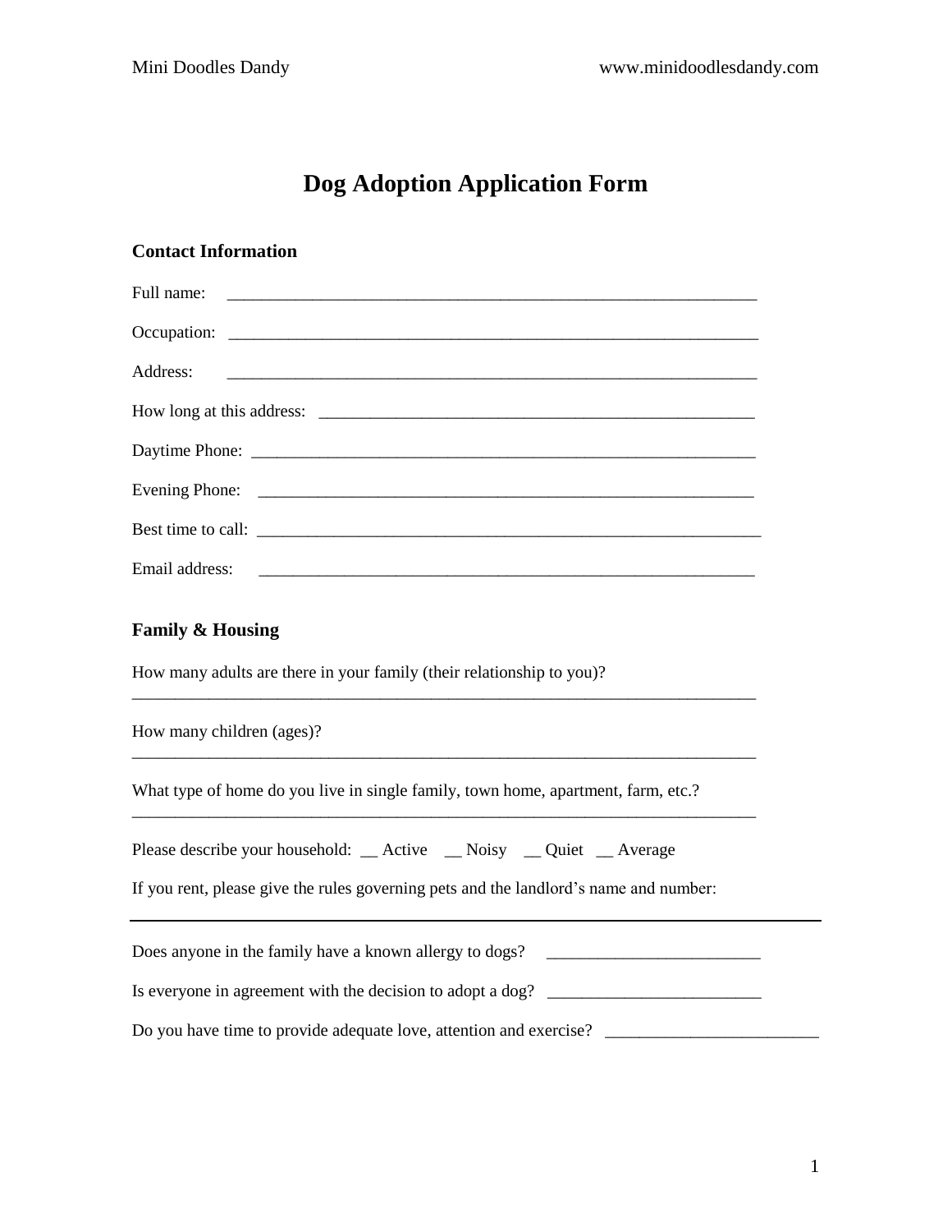# Dog Adoption Application Form

## Contact Information

Full name: ________________________________________________________________

Occupation: ________________________________________________________________

Address: ________________________________________________________________

How long at this address: ______________________________________________________

Daytime Phone: ____________________________________________________________

Evening Phone: ____________________________________________________________

Best time to call: ____________________________________________________________

Email address: ____________________________________________________________

## Family & Housing

How many adults are there in your family (their relationship to you)?

___________________________________________________________________________

How many children (ages)?

___________________________________________________________________________

What type of home do you live in single family, town home, apartment, farm, etc.?

___________________________________________________________________________

Please describe your household: __ Active __ Noisy __ Quiet __ Average

If you rent, please give the rules governing pets and the landlord's name and number:

___________________________________________________________________________

Does anyone in the family have a known allergy to dogs? _________________________

Is everyone in agreement with the decision to adopt a dog? _________________________

Do you have time to provide adequate love, attention and exercise? _________________________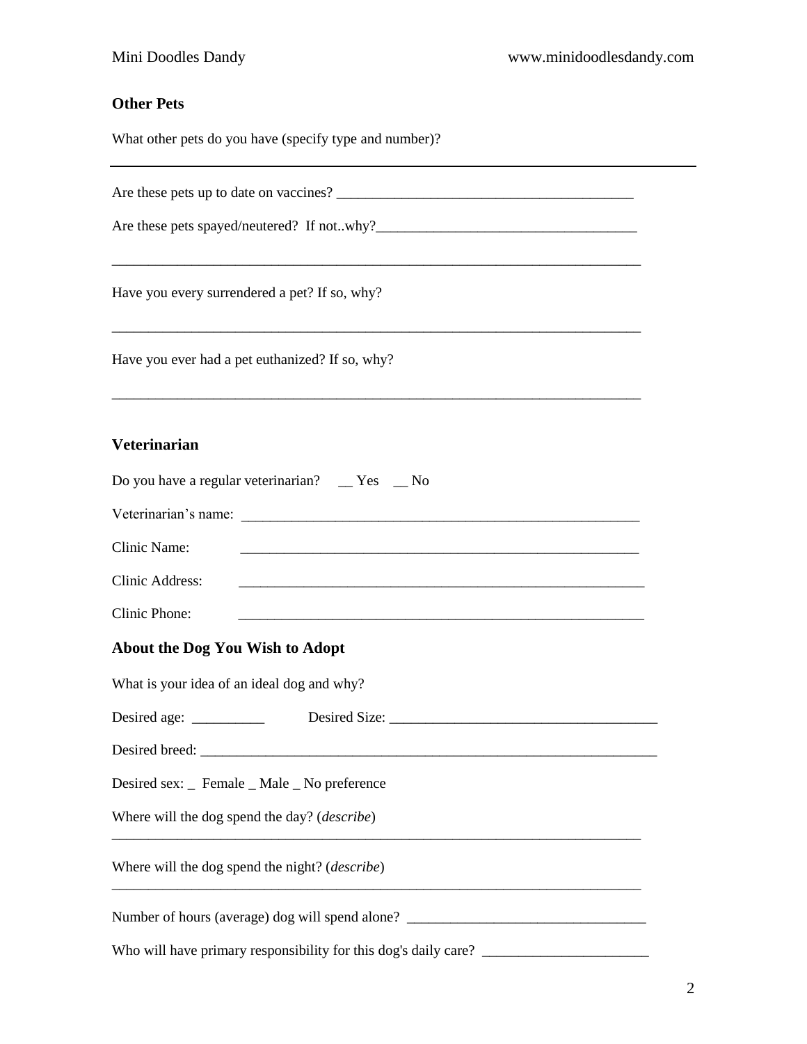## Other Pets

What other pets do you have (specify type and number)?

---

Are these pets up to date on vaccines? __________________________________________

Are these pets spayed/neutered? If not..why?_____________________________________

_____________________________________________________________________________

Have you every surrendered a pet? If so, why?

_____________________________________________________________________________

Have you ever had a pet euthanized? If so, why?

_____________________________________________________________________________

## Veterinarian

Do you have a regular veterinarian? __ Yes __ No

Veterinarian's name: ____________________________________________________________

Clinic Name: __________________________________________________________

Clinic Address: ___________________________________________________________

Clinic Phone: ___________________________________________________________

## About the Dog You Wish to Adopt

What is your idea of an ideal dog and why?

Desired age: __________ Desired Size: ______________________________________

Desired breed: _________________________________________________________________

Desired sex: _ Female _ Male _ No preference

Where will the dog spend the day? (*describe*)

_____________________________________________________________________________

Where will the dog spend the night? (*describe*)

_____________________________________________________________________________

Number of hours (average) dog will spend alone? _________________________________

Who will have primary responsibility for this dog's daily care? _______________________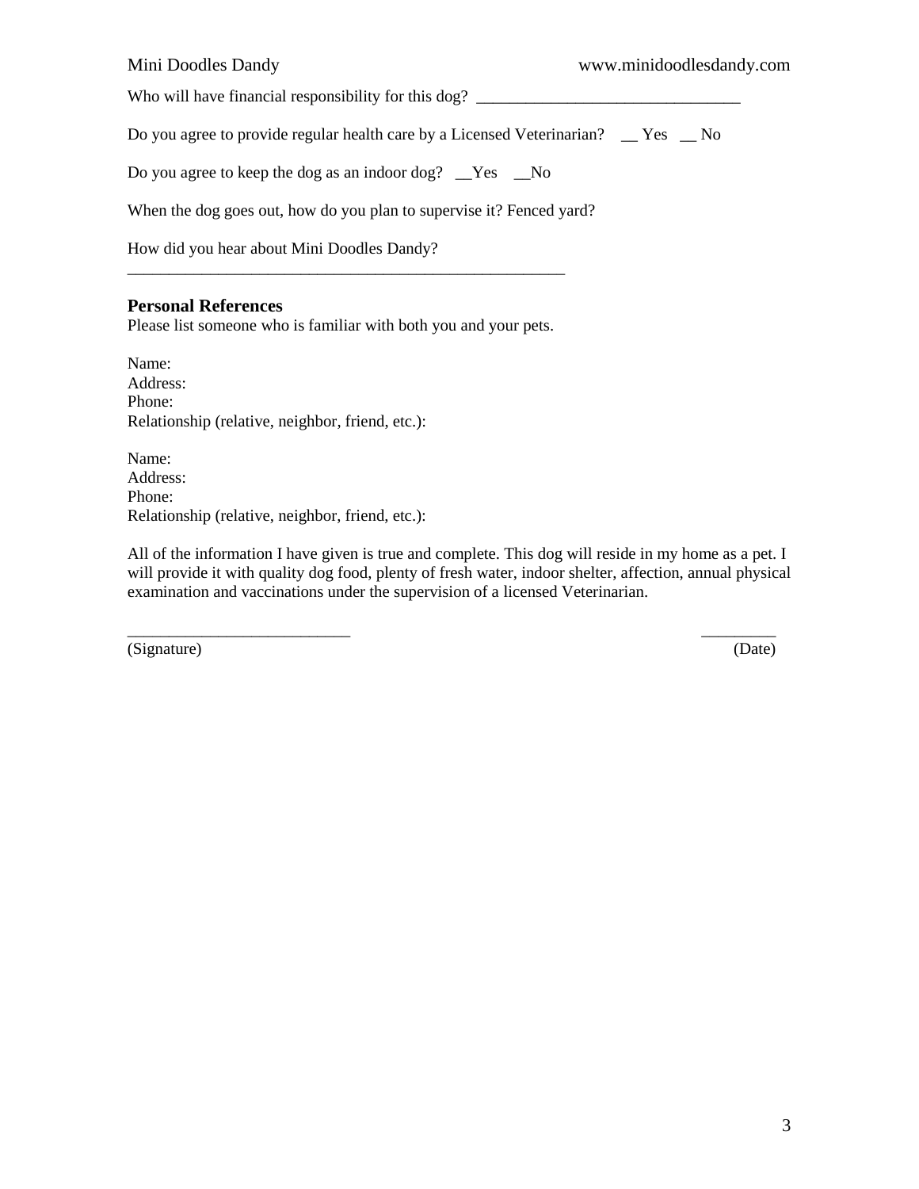Who will have financial responsibility for this dog? ________________________________

Do you agree to provide regular health care by a Licensed Veterinarian? __ Yes __ No

Do you agree to keep the dog as an indoor dog? __Yes __No

When the dog goes out, how do you plan to supervise it? Fenced yard?

How did you hear about Mini Doodles Dandy?
_______________________________________________________

### Personal References

Please list someone who is familiar with both you and your pets.

Name:
Address:
Phone:
Relationship (relative, neighbor, friend, etc.):

Name:
Address:
Phone:
Relationship (relative, neighbor, friend, etc.):

All of the information I have given is true and complete. This dog will reside in my home as a pet. I will provide it with quality dog food, plenty of fresh water, indoor shelter, affection, annual physical examination and vaccinations under the supervision of a licensed Veterinarian.

___________________________ _________
(Signature) (Date)